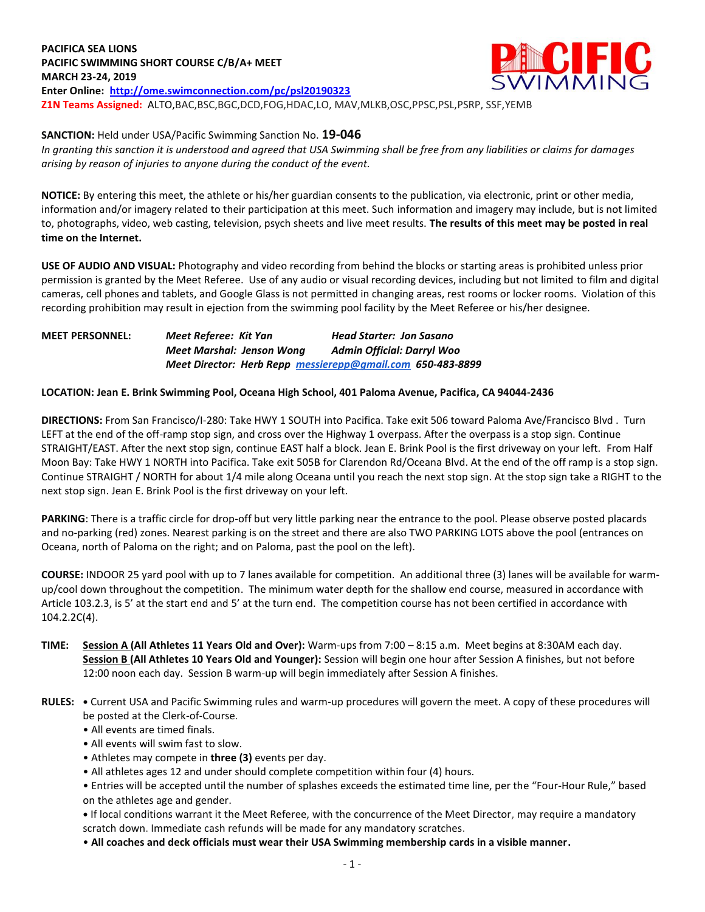**PACIFICA SEA LIONS**
**PACIFIC SWIMMING SHORT COURSE C/B/A+ MEET**
**MARCH 23-24, 2019**
**Enter Online: [http://ome.swimconnection.com/pc/psl20190323](http://ome.swimconnection.com/pc/psl20190323)**
**Z1N Teams Assigned:** ALTO,BAC,BSC,BGC,DCD,FOG,HDAC,LO, MAV,MLKB,OSC,PPSC,PSL,PSRP, SSF,YEMB

**SANCTION:** Held under USA/Pacific Swimming Sanction No. **19-046**
*In granting this sanction it is understood and agreed that USA Swimming shall be free from any liabilities or claims for damages arising by reason of injuries to anyone during the conduct of the event.*

**NOTICE:** By entering this meet, the athlete or his/her guardian consents to the publication, via electronic, print or other media, information and/or imagery related to their participation at this meet. Such information and imagery may include, but is not limited to, photographs, video, web casting, television, psych sheets and live meet results. **The results of this meet may be posted in real time on the Internet.**

**USE OF AUDIO AND VISUAL:** Photography and video recording from behind the blocks or starting areas is prohibited unless prior permission is granted by the Meet Referee. Use of any audio or visual recording devices, including but not limited to film and digital cameras, cell phones and tablets, and Google Glass is not permitted in changing areas, rest rooms or locker rooms. Violation of this recording prohibition may result in ejection from the swimming pool facility by the Meet Referee or his/her designee.

**MEET PERSONNEL:**
*Meet Referee: Kit Yan* — *Head Starter: Jon Sasano*
*Meet Marshal: Jenson Wong* — *Admin Official: Darryl Woo*
*Meet Director: Herb Repp [messierepp@gmail.com](mailto:messierepp@gmail.com) 650-483-8899*

**LOCATION: Jean E. Brink Swimming Pool, Oceana High School, 401 Paloma Avenue, Pacifica, CA 94044-2436**

**DIRECTIONS:** From San Francisco/I-280: Take HWY 1 SOUTH into Pacifica. Take exit 506 toward Paloma Ave/Francisco Blvd . Turn LEFT at the end of the off-ramp stop sign, and cross over the Highway 1 overpass. After the overpass is a stop sign. Continue STRAIGHT/EAST. After the next stop sign, continue EAST half a block. Jean E. Brink Pool is the first driveway on your left. From Half Moon Bay: Take HWY 1 NORTH into Pacifica. Take exit 505B for Clarendon Rd/Oceana Blvd. At the end of the off ramp is a stop sign. Continue STRAIGHT / NORTH for about 1/4 mile along Oceana until you reach the next stop sign. At the stop sign take a RIGHT to the next stop sign. Jean E. Brink Pool is the first driveway on your left.

**PARKING**: There is a traffic circle for drop-off but very little parking near the entrance to the pool. Please observe posted placards and no-parking (red) zones. Nearest parking is on the street and there are also TWO PARKING LOTS above the pool (entrances on Oceana, north of Paloma on the right; and on Paloma, past the pool on the left).

**COURSE:** INDOOR 25 yard pool with up to 7 lanes available for competition. An additional three (3) lanes will be available for warm-up/cool down throughout the competition. The minimum water depth for the shallow end course, measured in accordance with Article 103.2.3, is 5' at the start end and 5' at the turn end. The competition course has not been certified in accordance with 104.2.2C(4).

**TIME:** **Session A (All Athletes 11 Years Old and Over):** Warm-ups from 7:00 – 8:15 a.m. Meet begins at 8:30AM each day.
**Session B (All Athletes 10 Years Old and Younger):** Session will begin one hour after Session A finishes, but not before 12:00 noon each day. Session B warm-up will begin immediately after Session A finishes.

**RULES:**
- Current USA and Pacific Swimming rules and warm-up procedures will govern the meet. A copy of these procedures will be posted at the Clerk-of-Course.
- All events are timed finals.
- All events will swim fast to slow.
- Athletes may compete in **three (3)** events per day.
- All athletes ages 12 and under should complete competition within four (4) hours.
- Entries will be accepted until the number of splashes exceeds the estimated time line, per the "Four-Hour Rule," based on the athletes age and gender.
- If local conditions warrant it the Meet Referee, with the concurrence of the Meet Director, may require a mandatory scratch down. Immediate cash refunds will be made for any mandatory scratches.
- **All coaches and deck officials must wear their USA Swimming membership cards in a visible manner.**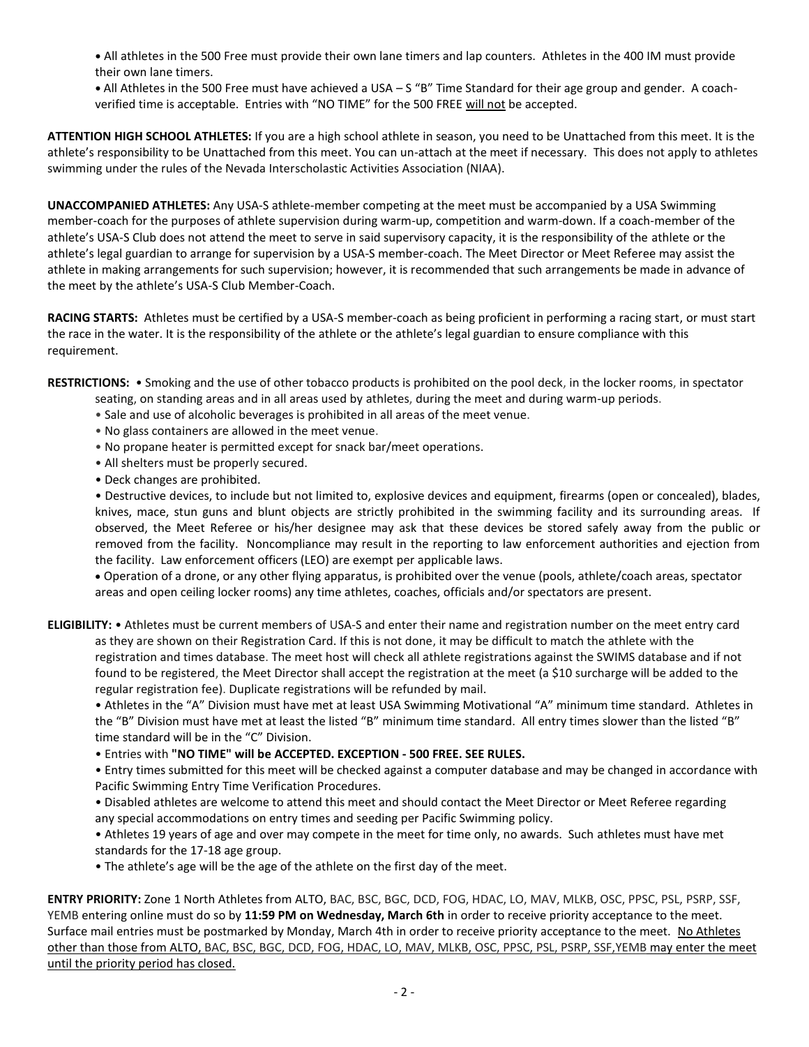- All athletes in the 500 Free must provide their own lane timers and lap counters. Athletes in the 400 IM must provide their own lane timers.
- All Athletes in the 500 Free must have achieved a USA – S "B" Time Standard for their age group and gender. A coach-verified time is acceptable. Entries with "NO TIME" for the 500 FREE <u>will not</u> be accepted.

**ATTENTION HIGH SCHOOL ATHLETES:** If you are a high school athlete in season, you need to be Unattached from this meet. It is the athlete's responsibility to be Unattached from this meet. You can un-attach at the meet if necessary. This does not apply to athletes swimming under the rules of the Nevada Interscholastic Activities Association (NIAA).

**UNACCOMPANIED ATHLETES:** Any USA-S athlete-member competing at the meet must be accompanied by a USA Swimming member-coach for the purposes of athlete supervision during warm-up, competition and warm-down. If a coach-member of the athlete's USA-S Club does not attend the meet to serve in said supervisory capacity, it is the responsibility of the athlete or the athlete's legal guardian to arrange for supervision by a USA-S member-coach. The Meet Director or Meet Referee may assist the athlete in making arrangements for such supervision; however, it is recommended that such arrangements be made in advance of the meet by the athlete's USA-S Club Member-Coach.

**RACING STARTS:** Athletes must be certified by a USA-S member-coach as being proficient in performing a racing start, or must start the race in the water. It is the responsibility of the athlete or the athlete's legal guardian to ensure compliance with this requirement.

**RESTRICTIONS:**
- Smoking and the use of other tobacco products is prohibited on the pool deck, in the locker rooms, in spectator seating, on standing areas and in all areas used by athletes, during the meet and during warm-up periods.
- Sale and use of alcoholic beverages is prohibited in all areas of the meet venue.
- No glass containers are allowed in the meet venue.
- No propane heater is permitted except for snack bar/meet operations.
- All shelters must be properly secured.
- Deck changes are prohibited.
- Destructive devices, to include but not limited to, explosive devices and equipment, firearms (open or concealed), blades, knives, mace, stun guns and blunt objects are strictly prohibited in the swimming facility and its surrounding areas. If observed, the Meet Referee or his/her designee may ask that these devices be stored safely away from the public or removed from the facility. Noncompliance may result in the reporting to law enforcement authorities and ejection from the facility. Law enforcement officers (LEO) are exempt per applicable laws.
- Operation of a drone, or any other flying apparatus, is prohibited over the venue (pools, athlete/coach areas, spectator areas and open ceiling locker rooms) any time athletes, coaches, officials and/or spectators are present.

**ELIGIBILITY:**
- Athletes must be current members of USA-S and enter their name and registration number on the meet entry card as they are shown on their Registration Card. If this is not done, it may be difficult to match the athlete with the registration and times database. The meet host will check all athlete registrations against the SWIMS database and if not found to be registered, the Meet Director shall accept the registration at the meet (a $10 surcharge will be added to the regular registration fee). Duplicate registrations will be refunded by mail.
- Athletes in the "A" Division must have met at least USA Swimming Motivational "A" minimum time standard. Athletes in the "B" Division must have met at least the listed "B" minimum time standard. All entry times slower than the listed "B" time standard will be in the "C" Division.
- Entries with **"NO TIME" will be ACCEPTED. EXCEPTION - 500 FREE. SEE RULES.**
- Entry times submitted for this meet will be checked against a computer database and may be changed in accordance with Pacific Swimming Entry Time Verification Procedures.
- Disabled athletes are welcome to attend this meet and should contact the Meet Director or Meet Referee regarding any special accommodations on entry times and seeding per Pacific Swimming policy.
- Athletes 19 years of age and over may compete in the meet for time only, no awards. Such athletes must have met standards for the 17-18 age group.
- The athlete's age will be the age of the athlete on the first day of the meet.

**ENTRY PRIORITY:** Zone 1 North Athletes from ALTO, BAC, BSC, BGC, DCD, FOG, HDAC, LO, MAV, MLKB, OSC, PPSC, PSL, PSRP, SSF, YEMB entering online must do so by **11:59 PM on Wednesday, March 6th** in order to receive priority acceptance to the meet. Surface mail entries must be postmarked by Monday, March 4th in order to receive priority acceptance to the meet. <u>No Athletes other than those from ALTO, BAC, BSC, BGC, DCD, FOG, HDAC, LO, MAV, MLKB, OSC, PPSC, PSL, PSRP, SSF,YEMB may enter the meet until the priority period has closed.</u>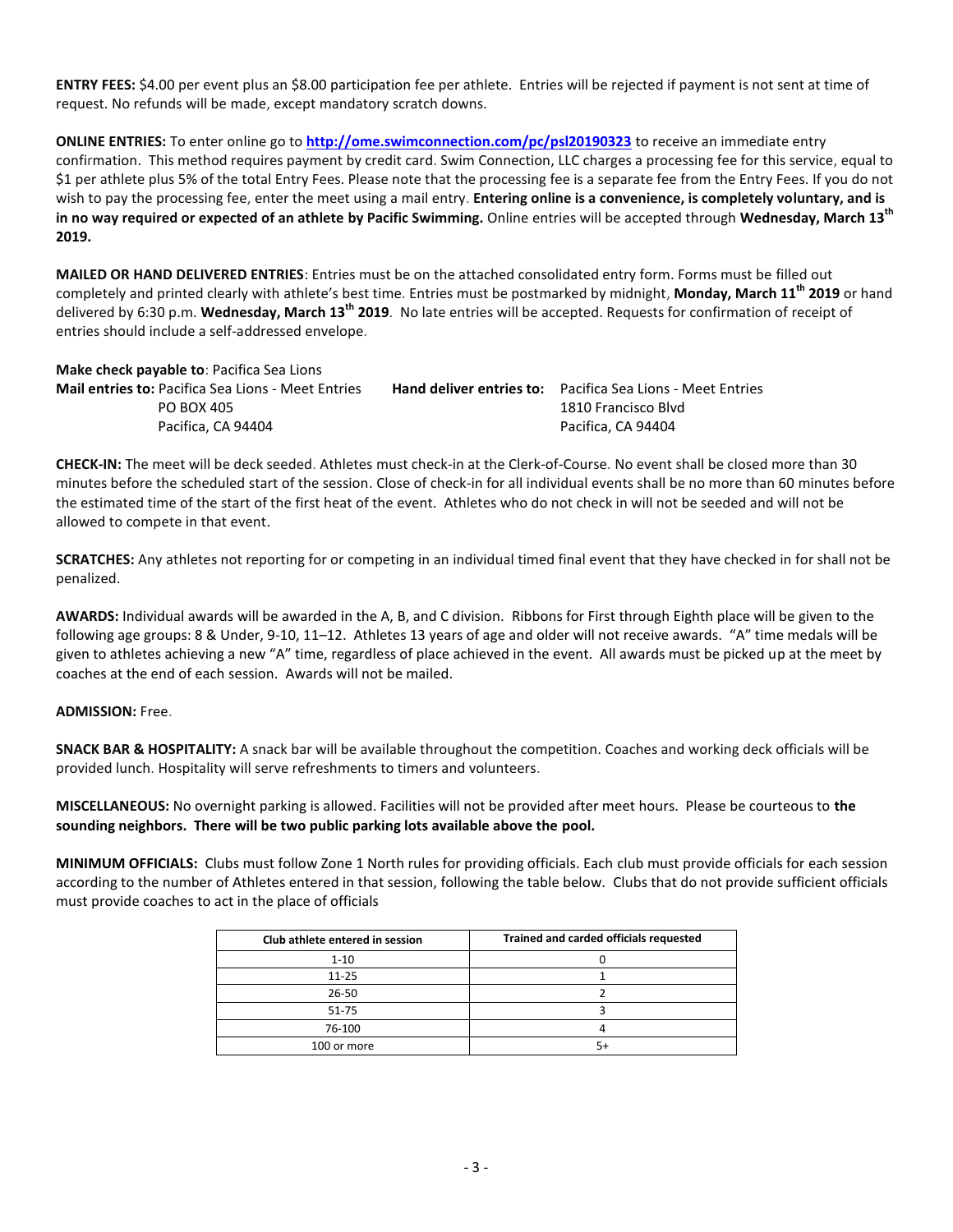**ENTRY FEES:** $4.00 per event plus an $8.00 participation fee per athlete. Entries will be rejected if payment is not sent at time of request. No refunds will be made, except mandatory scratch downs.

**ONLINE ENTRIES:** To enter online go to **http://ome.swimconnection.com/pc/psl20190323** to receive an immediate entry confirmation. This method requires payment by credit card. Swim Connection, LLC charges a processing fee for this service, equal to $1 per athlete plus 5% of the total Entry Fees. Please note that the processing fee is a separate fee from the Entry Fees. If you do not wish to pay the processing fee, enter the meet using a mail entry. **Entering online is a convenience, is completely voluntary, and is in no way required or expected of an athlete by Pacific Swimming.** Online entries will be accepted through **Wednesday, March 13th 2019.**

**MAILED OR HAND DELIVERED ENTRIES**: Entries must be on the attached consolidated entry form. Forms must be filled out completely and printed clearly with athlete's best time. Entries must be postmarked by midnight, **Monday, March 11th 2019** or hand delivered by 6:30 p.m. **Wednesday, March 13th 2019**. No late entries will be accepted. Requests for confirmation of receipt of entries should include a self-addressed envelope.

**Make check payable to**: Pacifica Sea Lions

**Mail entries to:** Pacifica Sea Lions - Meet Entries
PO BOX 405
Pacifica, CA 94404

**Hand deliver entries to:** Pacifica Sea Lions - Meet Entries
1810 Francisco Blvd
Pacifica, CA 94404

**CHECK-IN:** The meet will be deck seeded. Athletes must check-in at the Clerk-of-Course. No event shall be closed more than 30 minutes before the scheduled start of the session. Close of check-in for all individual events shall be no more than 60 minutes before the estimated time of the start of the first heat of the event. Athletes who do not check in will not be seeded and will not be allowed to compete in that event.

**SCRATCHES:** Any athletes not reporting for or competing in an individual timed final event that they have checked in for shall not be penalized.

**AWARDS:** Individual awards will be awarded in the A, B, and C division. Ribbons for First through Eighth place will be given to the following age groups: 8 & Under, 9-10, 11–12. Athletes 13 years of age and older will not receive awards. "A" time medals will be given to athletes achieving a new "A" time, regardless of place achieved in the event. All awards must be picked up at the meet by coaches at the end of each session. Awards will not be mailed.

**ADMISSION:** Free.

**SNACK BAR & HOSPITALITY:** A snack bar will be available throughout the competition. Coaches and working deck officials will be provided lunch. Hospitality will serve refreshments to timers and volunteers.

**MISCELLANEOUS:** No overnight parking is allowed. Facilities will not be provided after meet hours. Please be courteous to **the sounding neighbors. There will be two public parking lots available above the pool.**

**MINIMUM OFFICIALS:** Clubs must follow Zone 1 North rules for providing officials. Each club must provide officials for each session according to the number of Athletes entered in that session, following the table below. Clubs that do not provide sufficient officials must provide coaches to act in the place of officials

| Club athlete entered in session | Trained and carded officials requested |
|---|---|
| 1-10 | 0 |
| 11-25 | 1 |
| 26-50 | 2 |
| 51-75 | 3 |
| 76-100 | 4 |
| 100 or more | 5+ |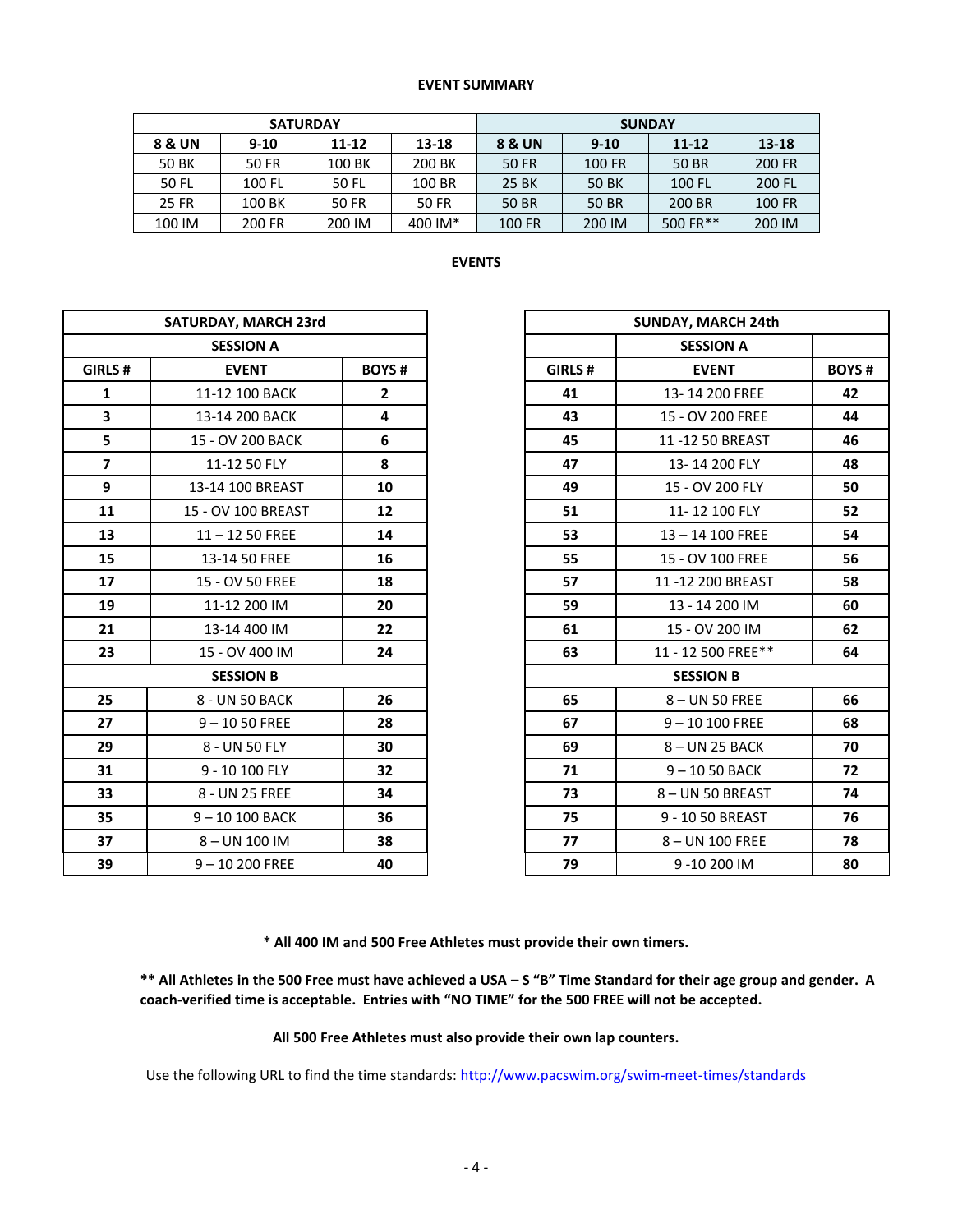**EVENT SUMMARY**

| SATURDAY | | | | SUNDAY | | | |
|---|---|---|---|---|---|---|---|
| **8 & UN** | **9-10** | **11-12** | **13-18** | **8 & UN** | **9-10** | **11-12** | **13-18** |
| 50 BK | 50 FR | 100 BK | 200 BK | 50 FR | 100 FR | 50 BR | 200 FR |
| 50 FL | 100 FL | 50 FL | 100 BR | 25 BK | 50 BK | 100 FL | 200 FL |
| 25 FR | 100 BK | 50 FR | 50 FR | 50 BR | 50 BR | 200 BR | 100 FR |
| 100 IM | 200 FR | 200 IM | 400 IM* | 100 FR | 200 IM | 500 FR** | 200 IM |

**EVENTS**

| SATURDAY, MARCH 23rd | | |
|---|---|---|
| **SESSION A** | | |
| **GIRLS #** | **EVENT** | **BOYS #** |
| **1** | 11-12 100 BACK | **2** |
| **3** | 13-14 200 BACK | **4** |
| **5** | 15 - OV 200 BACK | **6** |
| **7** | 11-12 50 FLY | **8** |
| **9** | 13-14 100 BREAST | **10** |
| **11** | 15 - OV 100 BREAST | **12** |
| **13** | 11 – 12 50 FREE | **14** |
| **15** | 13-14 50 FREE | **16** |
| **17** | 15 - OV 50 FREE | **18** |
| **19** | 11-12 200 IM | **20** |
| **21** | 13-14 400 IM | **22** |
| **23** | 15 - OV 400 IM | **24** |
| **SESSION B** | | |
| **25** | 8 - UN 50 BACK | **26** |
| **27** | 9 – 10 50 FREE | **28** |
| **29** | 8 - UN 50 FLY | **30** |
| **31** | 9 - 10 100 FLY | **32** |
| **33** | 8 - UN 25 FREE | **34** |
| **35** | 9 – 10 100 BACK | **36** |
| **37** | 8 – UN 100 IM | **38** |
| **39** | 9 – 10 200 FREE | **40** |

| SUNDAY, MARCH 24th | | |
|---|---|---|
| | **SESSION A** | |
| **GIRLS #** | **EVENT** | **BOYS #** |
| **41** | 13- 14 200 FREE | **42** |
| **43** | 15 - OV 200 FREE | **44** |
| **45** | 11 -12 50 BREAST | **46** |
| **47** | 13- 14 200 FLY | **48** |
| **49** | 15 - OV 200 FLY | **50** |
| **51** | 11- 12 100 FLY | **52** |
| **53** | 13 – 14 100 FREE | **54** |
| **55** | 15 - OV 100 FREE | **56** |
| **57** | 11 -12 200 BREAST | **58** |
| **59** | 13 - 14 200 IM | **60** |
| **61** | 15 - OV 200 IM | **62** |
| **63** | 11 - 12 500 FREE** | **64** |
| **SESSION B** | | |
| **65** | 8 – UN 50 FREE | **66** |
| **67** | 9 – 10 100 FREE | **68** |
| **69** | 8 – UN 25 BACK | **70** |
| **71** | 9 – 10 50 BACK | **72** |
| **73** | 8 – UN 50 BREAST | **74** |
| **75** | 9 - 10 50 BREAST | **76** |
| **77** | 8 – UN 100 FREE | **78** |
| **79** | 9 -10 200 IM | **80** |

**\* All 400 IM and 500 Free Athletes must provide their own timers.**

**** All Athletes in the 500 Free must have achieved a USA – S "B" Time Standard for their age group and gender. A coach-verified time is acceptable. Entries with "NO TIME" for the 500 FREE will not be accepted.**

**All 500 Free Athletes must also provide their own lap counters.**

Use the following URL to find the time standards: [http://www.pacswim.org/swim-meet-times/standards](http://www.pacswim.org/swim-meet-times/standards)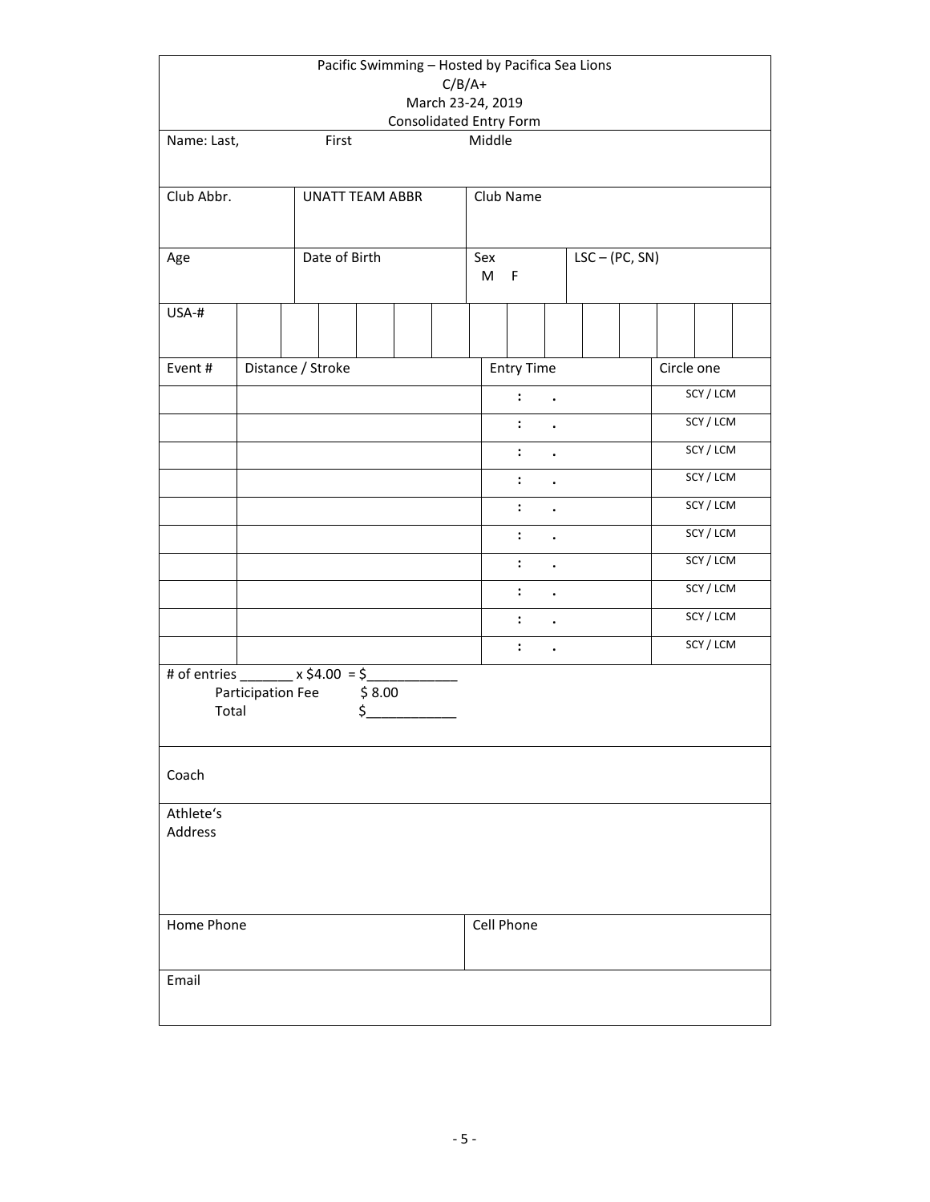Pacific Swimming – Hosted by Pacifica Sea Lions
C/B/A+
March 23-24, 2019
Consolidated Entry Form

| | | | |
|---|---|---|---|
| Name: Last, | First | Middle | |
| Club Abbr. | UNATT TEAM ABBR | Club Name | |
| Age | Date of Birth | Sex M F | LSC – (PC, SN) |

| | | | | | | | | | | | | | |
|---|---|---|---|---|---|---|---|---|---|---|---|---|---|
| USA-# | | | | | | | | | | | | | |

| Event # | Distance / Stroke | Entry Time | Circle one |
|---|---|---|---|
| | | : . | SCY / LCM |
| | | : . | SCY / LCM |
| | | : . | SCY / LCM |
| | | : . | SCY / LCM |
| | | : . | SCY / LCM |
| | | : . | SCY / LCM |
| | | : . | SCY / LCM |
| | | : . | SCY / LCM |
| | | : . | SCY / LCM |
| | | : . | SCY / LCM |

# of entries _______ x $4.00 = $____________
Participation Fee $ 8.00
Total $____________

| | |
|---|---|
| Coach | |
| Athlete's Address | |
| Home Phone | Cell Phone |
| Email | |